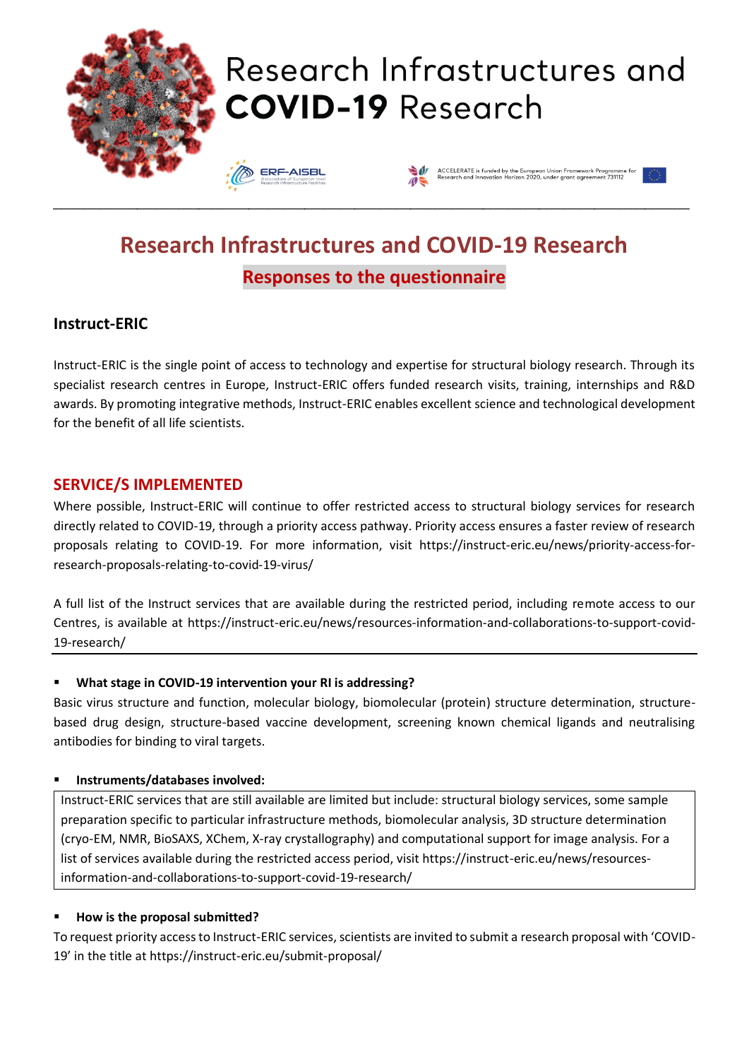# Research Infrastructures and COVID-19 Research

ERF-AISBL Association of European-level Research Infrastructure Facilities

ACCELERATE is funded by the European Union Framework Programme for Research and Innovation Horizon 2020, under grant agreement 731112

## Research Infrastructures and COVID-19 Research

### Responses to the questionnaire

### Instruct-ERIC

Instruct-ERIC is the single point of access to technology and expertise for structural biology research. Through its specialist research centres in Europe, Instruct-ERIC offers funded research visits, training, internships and R&D awards. By promoting integrative methods, Instruct-ERIC enables excellent science and technological development for the benefit of all life scientists.

### SERVICE/S IMPLEMENTED

Where possible, Instruct-ERIC will continue to offer restricted access to structural biology services for research directly related to COVID-19, through a priority access pathway. Priority access ensures a faster review of research proposals relating to COVID-19. For more information, visit https://instruct-eric.eu/news/priority-access-for-research-proposals-relating-to-covid-19-virus/

A full list of the Instruct services that are available during the restricted period, including remote access to our Centres, is available at https://instruct-eric.eu/news/resources-information-and-collaborations-to-support-covid-19-research/

- **What stage in COVID-19 intervention your RI is addressing?**

Basic virus structure and function, molecular biology, biomolecular (protein) structure determination, structure-based drug design, structure-based vaccine development, screening known chemical ligands and neutralising antibodies for binding to viral targets.

- **Instruments/databases involved:**

Instruct-ERIC services that are still available are limited but include: structural biology services, some sample preparation specific to particular infrastructure methods, biomolecular analysis, 3D structure determination (cryo-EM, NMR, BioSAXS, XChem, X-ray crystallography) and computational support for image analysis. For a list of services available during the restricted access period, visit https://instruct-eric.eu/news/resources-information-and-collaborations-to-support-covid-19-research/

- **How is the proposal submitted?**

To request priority access to Instruct-ERIC services, scientists are invited to submit a research proposal with 'COVID-19' in the title at https://instruct-eric.eu/submit-proposal/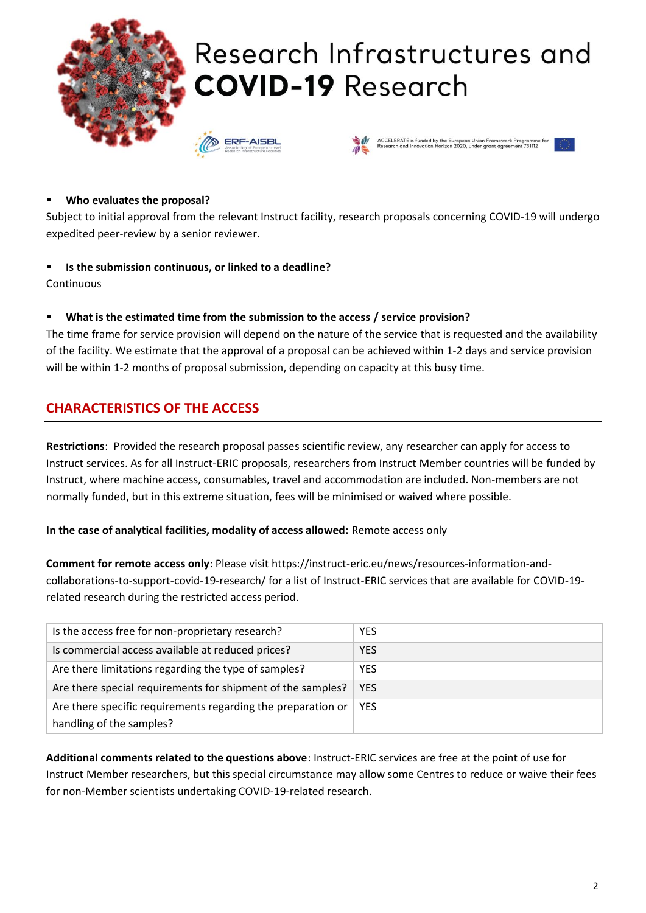- **Who evaluates the proposal?**

Subject to initial approval from the relevant Instruct facility, research proposals concerning COVID-19 will undergo expedited peer-review by a senior reviewer.

- **Is the submission continuous, or linked to a deadline?**

Continuous

- **What is the estimated time from the submission to the access / service provision?**

The time frame for service provision will depend on the nature of the service that is requested and the availability of the facility. We estimate that the approval of a proposal can be achieved within 1-2 days and service provision will be within 1-2 months of proposal submission, depending on capacity at this busy time.

## CHARACTERISTICS OF THE ACCESS

**Restrictions**: Provided the research proposal passes scientific review, any researcher can apply for access to Instruct services. As for all Instruct-ERIC proposals, researchers from Instruct Member countries will be funded by Instruct, where machine access, consumables, travel and accommodation are included. Non-members are not normally funded, but in this extreme situation, fees will be minimised or waived where possible.

**In the case of analytical facilities, modality of access allowed:** Remote access only

**Comment for remote access only**: Please visit https://instruct-eric.eu/news/resources-information-and-collaborations-to-support-covid-19-research/ for a list of Instruct-ERIC services that are available for COVID-19-related research during the restricted access period.

| | |
|---|---|
| Is the access free for non-proprietary research? | YES |
| Is commercial access available at reduced prices? | YES |
| Are there limitations regarding the type of samples? | YES |
| Are there special requirements for shipment of the samples? | YES |
| Are there specific requirements regarding the preparation or handling of the samples? | YES |

**Additional comments related to the questions above**: Instruct-ERIC services are free at the point of use for Instruct Member researchers, but this special circumstance may allow some Centres to reduce or waive their fees for non-Member scientists undertaking COVID-19-related research.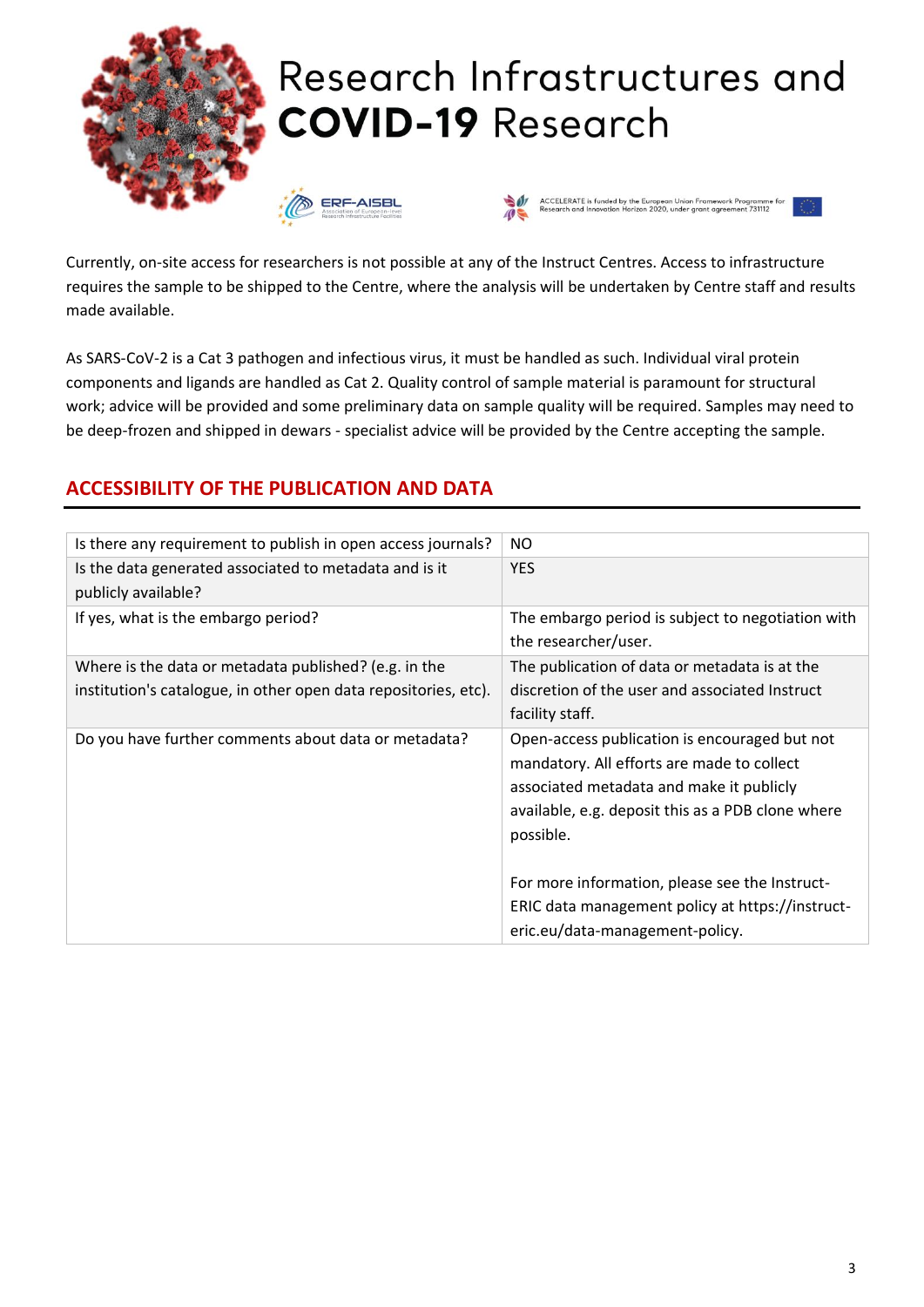Currently, on-site access for researchers is not possible at any of the Instruct Centres. Access to infrastructure requires the sample to be shipped to the Centre, where the analysis will be undertaken by Centre staff and results made available.

As SARS-CoV-2 is a Cat 3 pathogen and infectious virus, it must be handled as such. Individual viral protein components and ligands are handled as Cat 2. Quality control of sample material is paramount for structural work; advice will be provided and some preliminary data on sample quality will be required. Samples may need to be deep-frozen and shipped in dewars - specialist advice will be provided by the Centre accepting the sample.

## ACCESSIBILITY OF THE PUBLICATION AND DATA

| | |
|---|---|
| Is there any requirement to publish in open access journals? | NO |
| Is the data generated associated to metadata and is it publicly available? | YES |
| If yes, what is the embargo period? | The embargo period is subject to negotiation with the researcher/user. |
| Where is the data or metadata published? (e.g. in the institution's catalogue, in other open data repositories, etc). | The publication of data or metadata is at the discretion of the user and associated Instruct facility staff. |
| Do you have further comments about data or metadata? | Open-access publication is encouraged but not mandatory. All efforts are made to collect associated metadata and make it publicly available, e.g. deposit this as a PDB clone where possible.<br><br>For more information, please see the Instruct-ERIC data management policy at https://instruct-eric.eu/data-management-policy. |